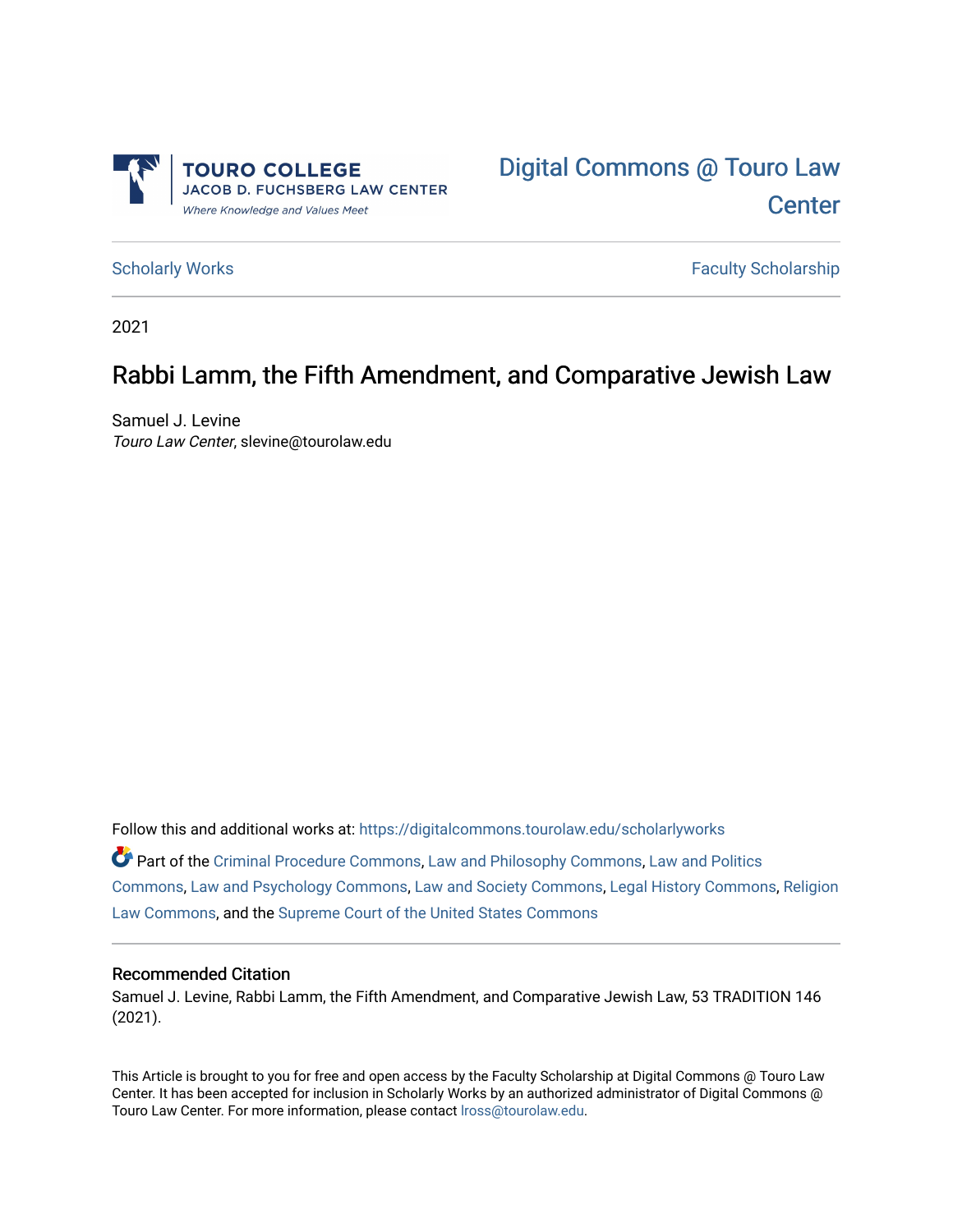TOURO COLLEGE
JACOB D. FUCHSBERG LAW CENTER
*Where Knowledge and Values Meet*

Digital Commons @ Touro Law Center

Scholarly Works | Faculty Scholarship

2021

# Rabbi Lamm, the Fifth Amendment, and Comparative Jewish Law

Samuel J. Levine
*Touro Law Center*, slevine@tourolaw.edu

Follow this and additional works at: https://digitalcommons.tourolaw.edu/scholarlyworks

Part of the Criminal Procedure Commons, Law and Philosophy Commons, Law and Politics Commons, Law and Psychology Commons, Law and Society Commons, Legal History Commons, Religion Law Commons, and the Supreme Court of the United States Commons

## Recommended Citation

Samuel J. Levine, Rabbi Lamm, the Fifth Amendment, and Comparative Jewish Law, 53 TRADITION 146 (2021).

This Article is brought to you for free and open access by the Faculty Scholarship at Digital Commons @ Touro Law Center. It has been accepted for inclusion in Scholarly Works by an authorized administrator of Digital Commons @ Touro Law Center. For more information, please contact lross@tourolaw.edu.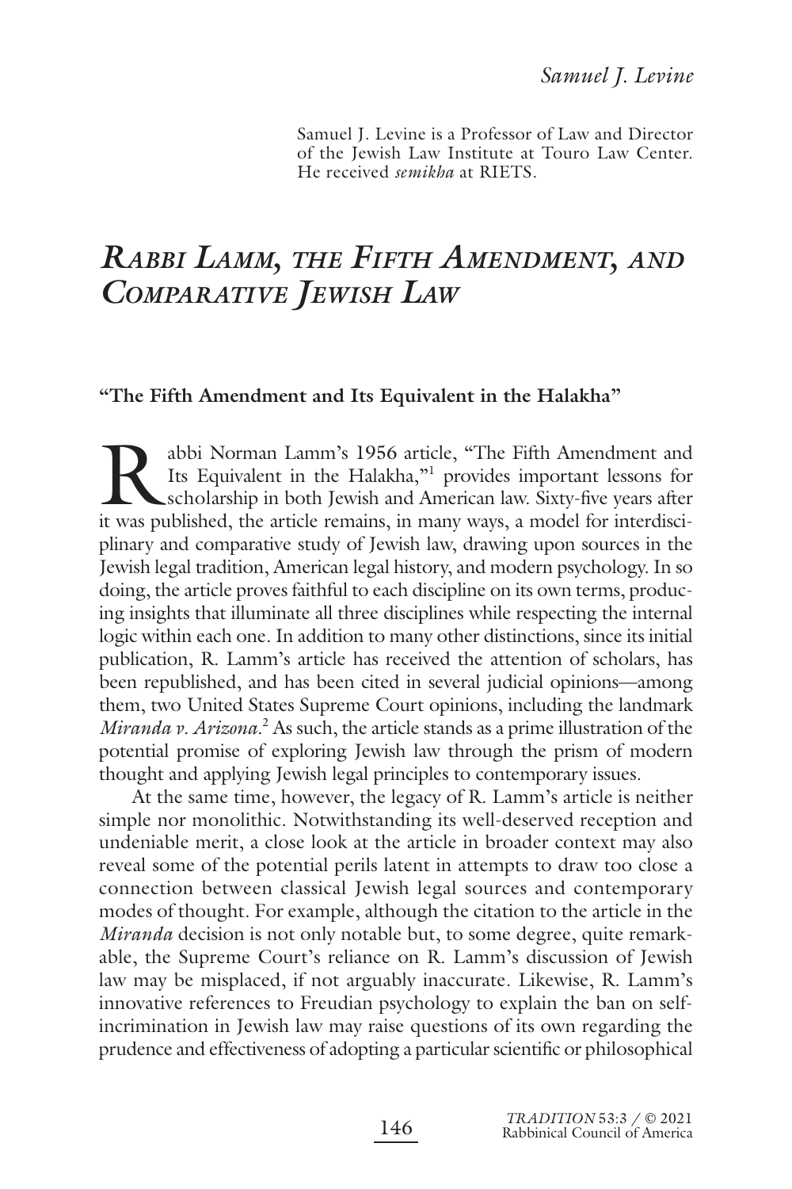Samuel J. Levine is a Professor of Law and Director of the Jewish Law Institute at Touro Law Center. He received *semikha* at RIETS.

# *Rabbi Lamm, the Fifth Amendment, and Comparative Jewish Law*

**"The Fifth Amendment and Its Equivalent in the Halakha"**

Rabbi Norman Lamm's 1956 article, "The Fifth Amendment and Its Equivalent in the Halakha,"[1] provides important lessons for scholarship in both Jewish and American law. Sixty-five years after it was published, the article remains, in many ways, a model for interdisciplinary and comparative study of Jewish law, drawing upon sources in the Jewish legal tradition, American legal history, and modern psychology. In so doing, the article proves faithful to each discipline on its own terms, producing insights that illuminate all three disciplines while respecting the internal logic within each one. In addition to many other distinctions, since its initial publication, R. Lamm's article has received the attention of scholars, has been republished, and has been cited in several judicial opinions—among them, two United States Supreme Court opinions, including the landmark *Miranda v. Arizona*.[2] As such, the article stands as a prime illustration of the potential promise of exploring Jewish law through the prism of modern thought and applying Jewish legal principles to contemporary issues.

At the same time, however, the legacy of R. Lamm's article is neither simple nor monolithic. Notwithstanding its well-deserved reception and undeniable merit, a close look at the article in broader context may also reveal some of the potential perils latent in attempts to draw too close a connection between classical Jewish legal sources and contemporary modes of thought. For example, although the citation to the article in the *Miranda* decision is not only notable but, to some degree, quite remarkable, the Supreme Court's reliance on R. Lamm's discussion of Jewish law may be misplaced, if not arguably inaccurate. Likewise, R. Lamm's innovative references to Freudian psychology to explain the ban on self-incrimination in Jewish law may raise questions of its own regarding the prudence and effectiveness of adopting a particular scientific or philosophical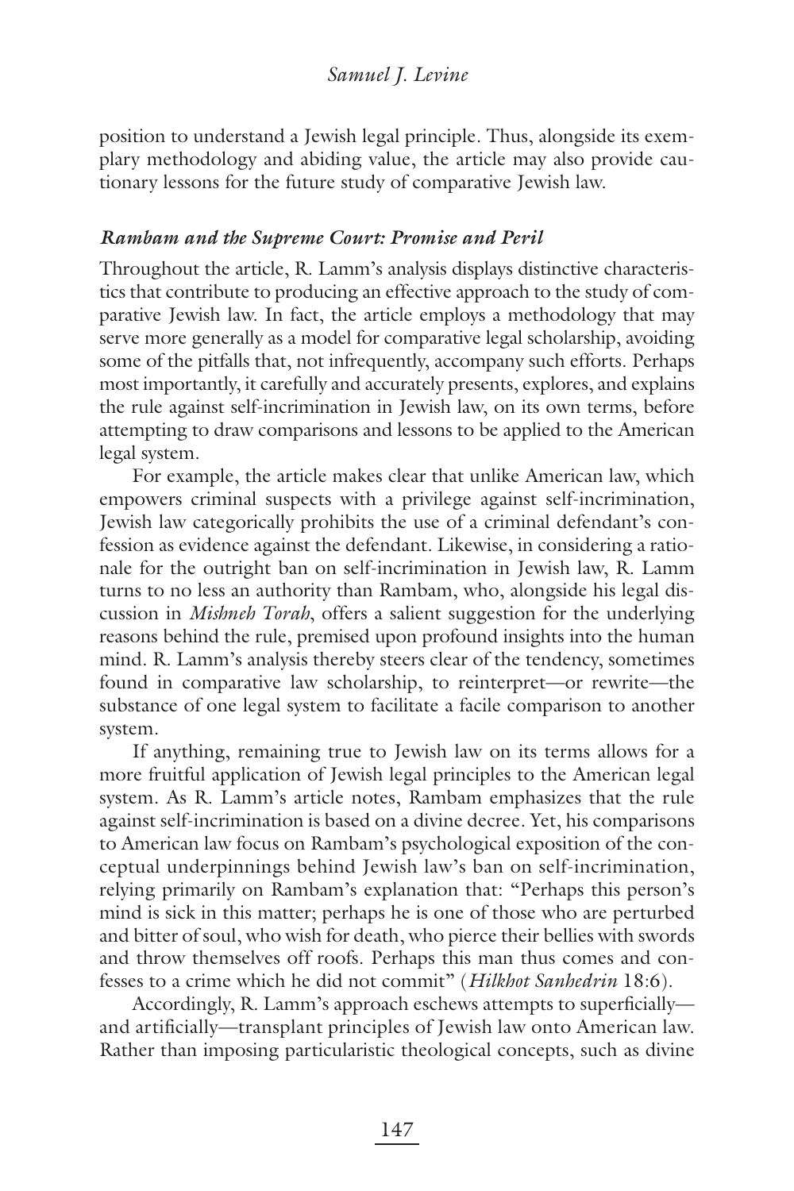position to understand a Jewish legal principle. Thus, alongside its exemplary methodology and abiding value, the article may also provide cautionary lessons for the future study of comparative Jewish law.

### *Rambam and the Supreme Court: Promise and Peril*

Throughout the article, R. Lamm's analysis displays distinctive characteristics that contribute to producing an effective approach to the study of comparative Jewish law. In fact, the article employs a methodology that may serve more generally as a model for comparative legal scholarship, avoiding some of the pitfalls that, not infrequently, accompany such efforts. Perhaps most importantly, it carefully and accurately presents, explores, and explains the rule against self-incrimination in Jewish law, on its own terms, before attempting to draw comparisons and lessons to be applied to the American legal system.

For example, the article makes clear that unlike American law, which empowers criminal suspects with a privilege against self-incrimination, Jewish law categorically prohibits the use of a criminal defendant's confession as evidence against the defendant. Likewise, in considering a rationale for the outright ban on self-incrimination in Jewish law, R. Lamm turns to no less an authority than Rambam, who, alongside his legal discussion in *Mishneh Torah*, offers a salient suggestion for the underlying reasons behind the rule, premised upon profound insights into the human mind. R. Lamm's analysis thereby steers clear of the tendency, sometimes found in comparative law scholarship, to reinterpret—or rewrite—the substance of one legal system to facilitate a facile comparison to another system.

If anything, remaining true to Jewish law on its terms allows for a more fruitful application of Jewish legal principles to the American legal system. As R. Lamm's article notes, Rambam emphasizes that the rule against self-incrimination is based on a divine decree. Yet, his comparisons to American law focus on Rambam's psychological exposition of the conceptual underpinnings behind Jewish law's ban on self-incrimination, relying primarily on Rambam's explanation that: "Perhaps this person's mind is sick in this matter; perhaps he is one of those who are perturbed and bitter of soul, who wish for death, who pierce their bellies with swords and throw themselves off roofs. Perhaps this man thus comes and confesses to a crime which he did not commit" (*Hilkhot Sanhedrin* 18:6).

Accordingly, R. Lamm's approach eschews attempts to superficially—and artificially—transplant principles of Jewish law onto American law. Rather than imposing particularistic theological concepts, such as divine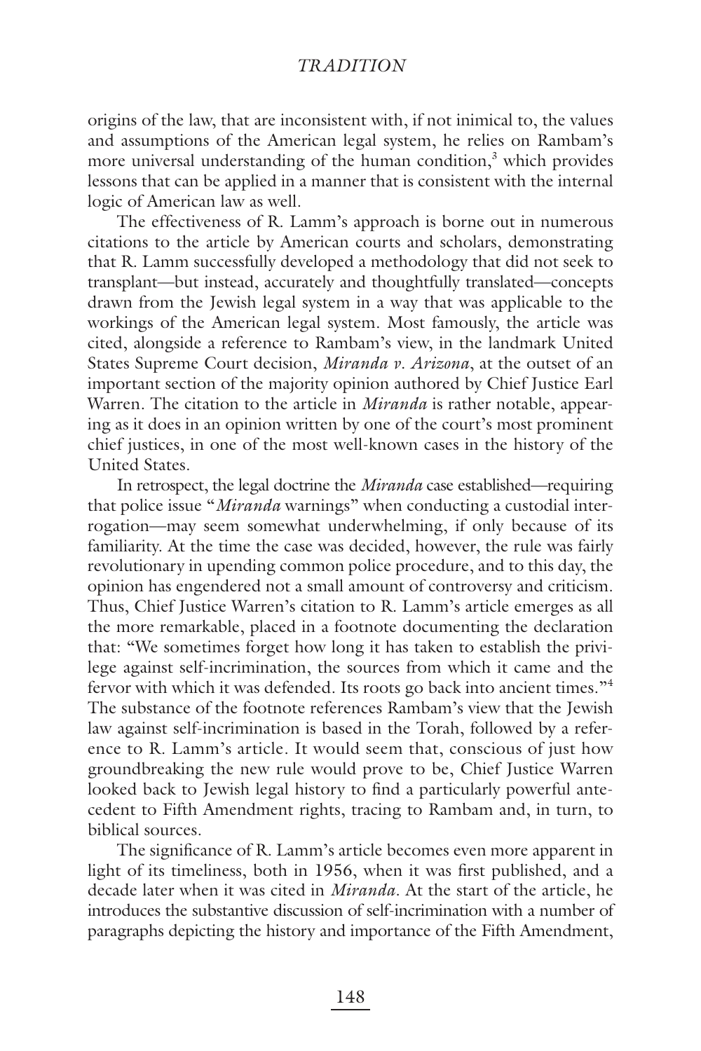origins of the law, that are inconsistent with, if not inimical to, the values and assumptions of the American legal system, he relies on Rambam's more universal understanding of the human condition,[3] which provides lessons that can be applied in a manner that is consistent with the internal logic of American law as well.

The effectiveness of R. Lamm's approach is borne out in numerous citations to the article by American courts and scholars, demonstrating that R. Lamm successfully developed a methodology that did not seek to transplant—but instead, accurately and thoughtfully translated—concepts drawn from the Jewish legal system in a way that was applicable to the workings of the American legal system. Most famously, the article was cited, alongside a reference to Rambam's view, in the landmark United States Supreme Court decision, *Miranda v. Arizona*, at the outset of an important section of the majority opinion authored by Chief Justice Earl Warren. The citation to the article in *Miranda* is rather notable, appearing as it does in an opinion written by one of the court's most prominent chief justices, in one of the most well-known cases in the history of the United States.

In retrospect, the legal doctrine the *Miranda* case established—requiring that police issue "*Miranda* warnings" when conducting a custodial interrogation—may seem somewhat underwhelming, if only because of its familiarity. At the time the case was decided, however, the rule was fairly revolutionary in upending common police procedure, and to this day, the opinion has engendered not a small amount of controversy and criticism. Thus, Chief Justice Warren's citation to R. Lamm's article emerges as all the more remarkable, placed in a footnote documenting the declaration that: "We sometimes forget how long it has taken to establish the privilege against self-incrimination, the sources from which it came and the fervor with which it was defended. Its roots go back into ancient times."[4] The substance of the footnote references Rambam's view that the Jewish law against self-incrimination is based in the Torah, followed by a reference to R. Lamm's article. It would seem that, conscious of just how groundbreaking the new rule would prove to be, Chief Justice Warren looked back to Jewish legal history to find a particularly powerful antecedent to Fifth Amendment rights, tracing to Rambam and, in turn, to biblical sources.

The significance of R. Lamm's article becomes even more apparent in light of its timeliness, both in 1956, when it was first published, and a decade later when it was cited in *Miranda*. At the start of the article, he introduces the substantive discussion of self-incrimination with a number of paragraphs depicting the history and importance of the Fifth Amendment,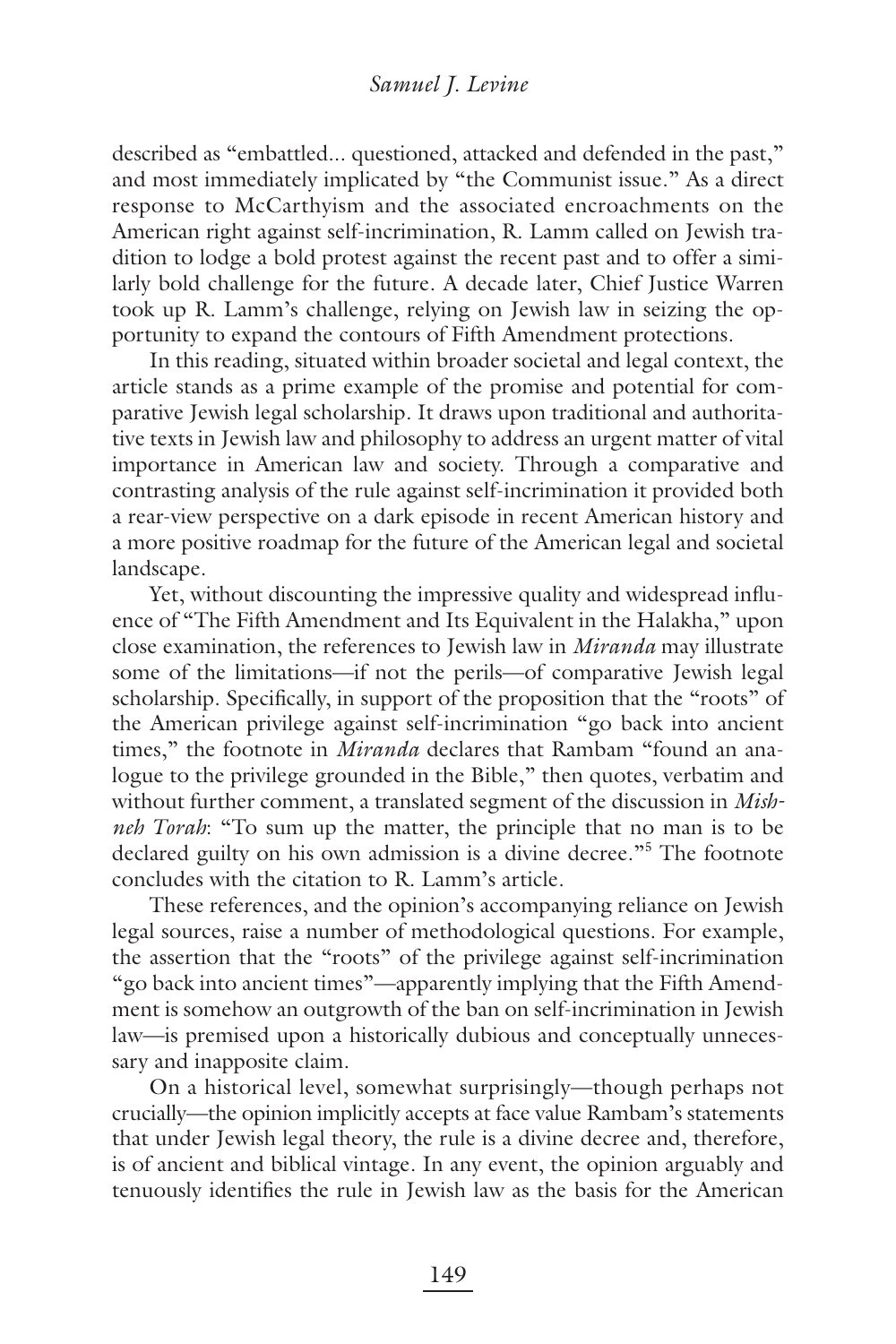described as "embattled... questioned, attacked and defended in the past," and most immediately implicated by "the Communist issue." As a direct response to McCarthyism and the associated encroachments on the American right against self-incrimination, R. Lamm called on Jewish tradition to lodge a bold protest against the recent past and to offer a similarly bold challenge for the future. A decade later, Chief Justice Warren took up R. Lamm's challenge, relying on Jewish law in seizing the opportunity to expand the contours of Fifth Amendment protections.

In this reading, situated within broader societal and legal context, the article stands as a prime example of the promise and potential for comparative Jewish legal scholarship. It draws upon traditional and authoritative texts in Jewish law and philosophy to address an urgent matter of vital importance in American law and society. Through a comparative and contrasting analysis of the rule against self-incrimination it provided both a rear-view perspective on a dark episode in recent American history and a more positive roadmap for the future of the American legal and societal landscape.

Yet, without discounting the impressive quality and widespread influence of "The Fifth Amendment and Its Equivalent in the Halakha," upon close examination, the references to Jewish law in *Miranda* may illustrate some of the limitations—if not the perils—of comparative Jewish legal scholarship. Specifically, in support of the proposition that the "roots" of the American privilege against self-incrimination "go back into ancient times," the footnote in *Miranda* declares that Rambam "found an analogue to the privilege grounded in the Bible," then quotes, verbatim and without further comment, a translated segment of the discussion in *Mishneh Torah*: "To sum up the matter, the principle that no man is to be declared guilty on his own admission is a divine decree."[5] The footnote concludes with the citation to R. Lamm's article.

These references, and the opinion's accompanying reliance on Jewish legal sources, raise a number of methodological questions. For example, the assertion that the "roots" of the privilege against self-incrimination "go back into ancient times"—apparently implying that the Fifth Amendment is somehow an outgrowth of the ban on self-incrimination in Jewish law—is premised upon a historically dubious and conceptually unnecessary and inapposite claim.

On a historical level, somewhat surprisingly—though perhaps not crucially—the opinion implicitly accepts at face value Rambam's statements that under Jewish legal theory, the rule is a divine decree and, therefore, is of ancient and biblical vintage. In any event, the opinion arguably and tenuously identifies the rule in Jewish law as the basis for the American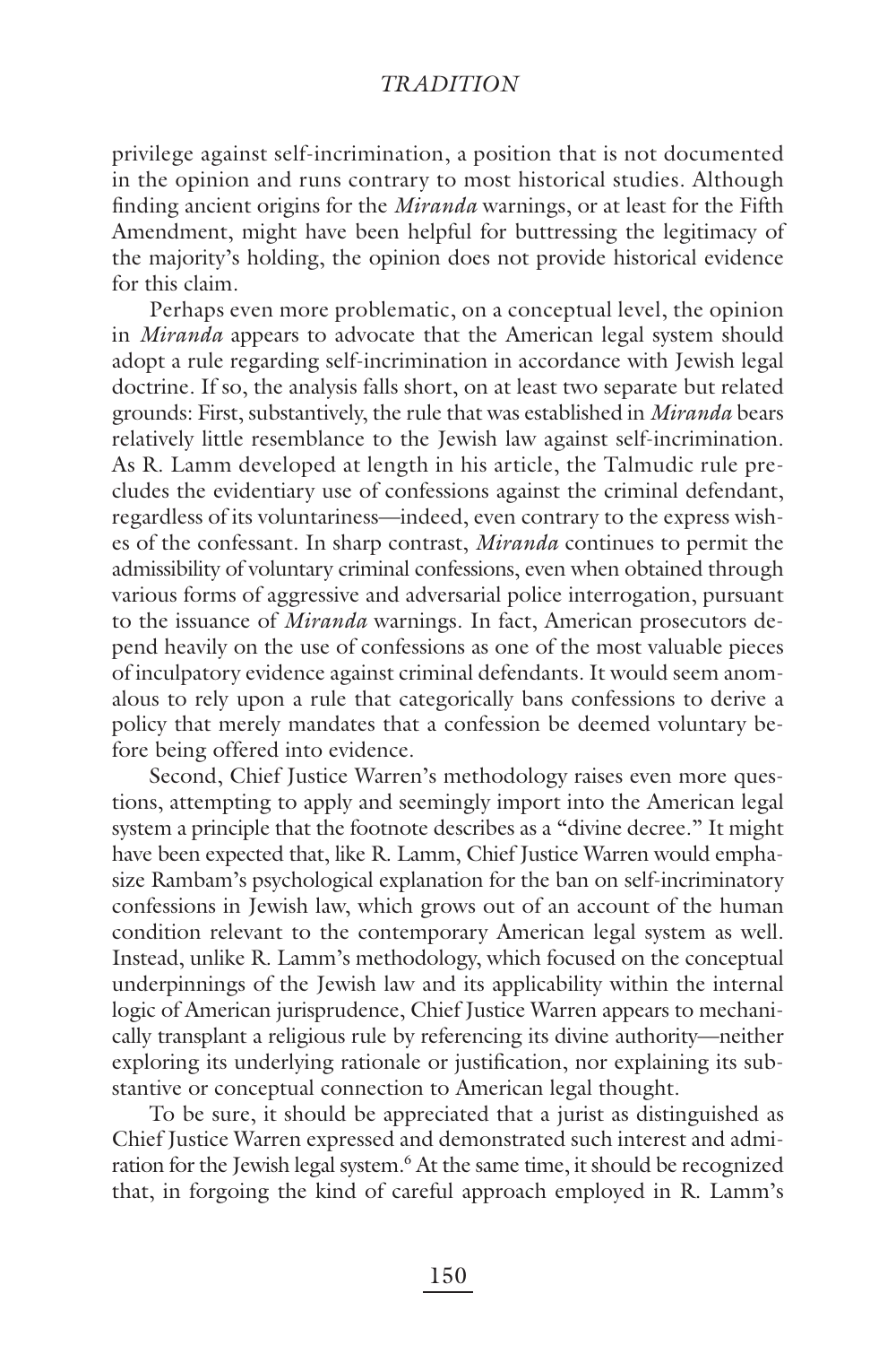privilege against self-incrimination, a position that is not documented in the opinion and runs contrary to most historical studies. Although finding ancient origins for the *Miranda* warnings, or at least for the Fifth Amendment, might have been helpful for buttressing the legitimacy of the majority's holding, the opinion does not provide historical evidence for this claim.

Perhaps even more problematic, on a conceptual level, the opinion in *Miranda* appears to advocate that the American legal system should adopt a rule regarding self-incrimination in accordance with Jewish legal doctrine. If so, the analysis falls short, on at least two separate but related grounds: First, substantively, the rule that was established in *Miranda* bears relatively little resemblance to the Jewish law against self-incrimination. As R. Lamm developed at length in his article, the Talmudic rule precludes the evidentiary use of confessions against the criminal defendant, regardless of its voluntariness—indeed, even contrary to the express wishes of the confessant. In sharp contrast, *Miranda* continues to permit the admissibility of voluntary criminal confessions, even when obtained through various forms of aggressive and adversarial police interrogation, pursuant to the issuance of *Miranda* warnings. In fact, American prosecutors depend heavily on the use of confessions as one of the most valuable pieces of inculpatory evidence against criminal defendants. It would seem anomalous to rely upon a rule that categorically bans confessions to derive a policy that merely mandates that a confession be deemed voluntary before being offered into evidence.

Second, Chief Justice Warren's methodology raises even more questions, attempting to apply and seemingly import into the American legal system a principle that the footnote describes as a "divine decree." It might have been expected that, like R. Lamm, Chief Justice Warren would emphasize Rambam's psychological explanation for the ban on self-incriminatory confessions in Jewish law, which grows out of an account of the human condition relevant to the contemporary American legal system as well. Instead, unlike R. Lamm's methodology, which focused on the conceptual underpinnings of the Jewish law and its applicability within the internal logic of American jurisprudence, Chief Justice Warren appears to mechanically transplant a religious rule by referencing its divine authority—neither exploring its underlying rationale or justification, nor explaining its substantive or conceptual connection to American legal thought.

To be sure, it should be appreciated that a jurist as distinguished as Chief Justice Warren expressed and demonstrated such interest and admiration for the Jewish legal system.[6] At the same time, it should be recognized that, in forgoing the kind of careful approach employed in R. Lamm's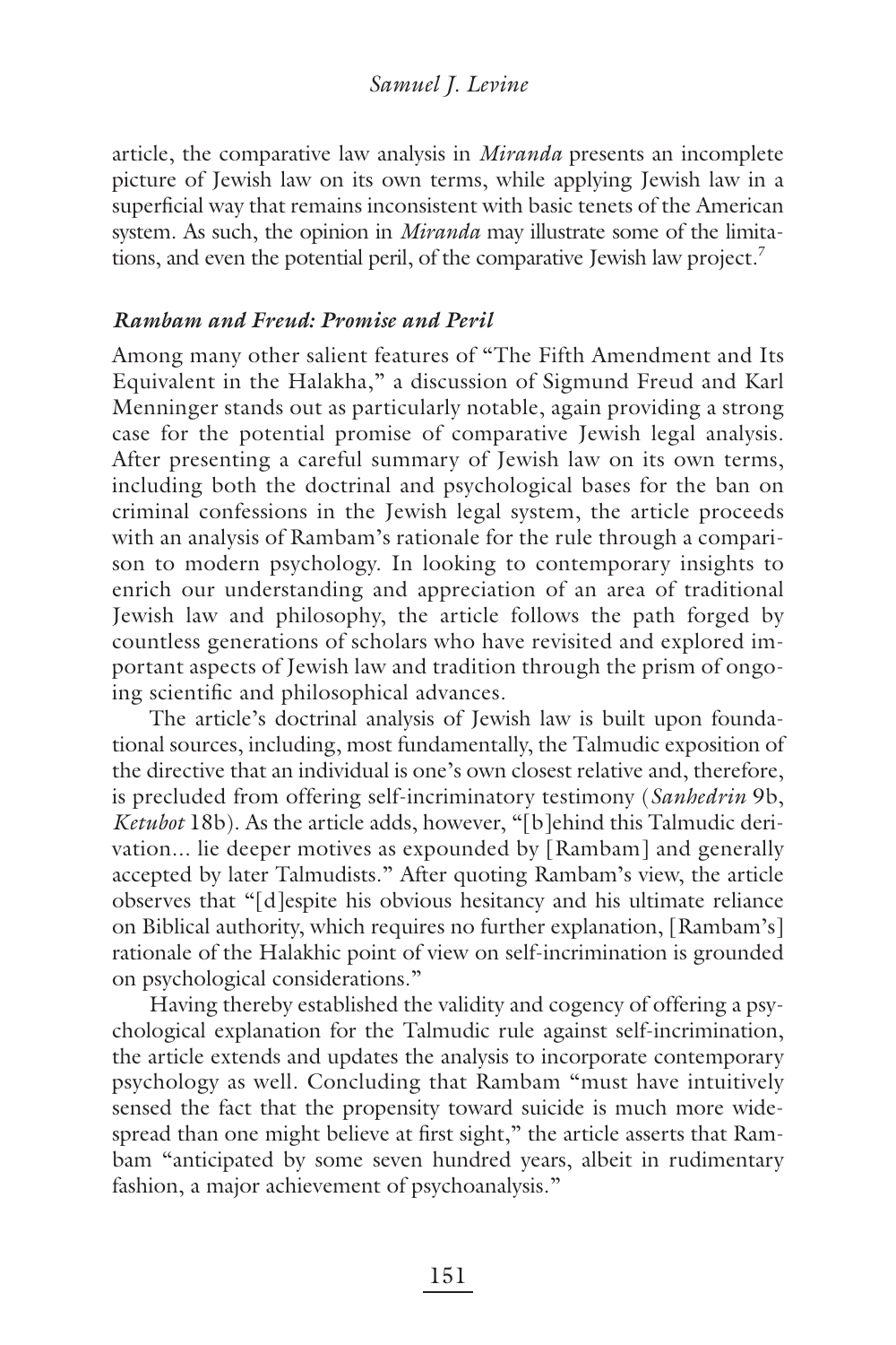article, the comparative law analysis in *Miranda* presents an incomplete picture of Jewish law on its own terms, while applying Jewish law in a superficial way that remains inconsistent with basic tenets of the American system. As such, the opinion in *Miranda* may illustrate some of the limitations, and even the potential peril, of the comparative Jewish law project.[7]

### *Rambam and Freud: Promise and Peril*

Among many other salient features of "The Fifth Amendment and Its Equivalent in the Halakha," a discussion of Sigmund Freud and Karl Menninger stands out as particularly notable, again providing a strong case for the potential promise of comparative Jewish legal analysis. After presenting a careful summary of Jewish law on its own terms, including both the doctrinal and psychological bases for the ban on criminal confessions in the Jewish legal system, the article proceeds with an analysis of Rambam's rationale for the rule through a comparison to modern psychology. In looking to contemporary insights to enrich our understanding and appreciation of an area of traditional Jewish law and philosophy, the article follows the path forged by countless generations of scholars who have revisited and explored important aspects of Jewish law and tradition through the prism of ongoing scientific and philosophical advances.

The article's doctrinal analysis of Jewish law is built upon foundational sources, including, most fundamentally, the Talmudic exposition of the directive that an individual is one's own closest relative and, therefore, is precluded from offering self-incriminatory testimony (*Sanhedrin* 9b, *Ketubot* 18b). As the article adds, however, "[b]ehind this Talmudic derivation... lie deeper motives as expounded by [Rambam] and generally accepted by later Talmudists." After quoting Rambam's view, the article observes that "[d]espite his obvious hesitancy and his ultimate reliance on Biblical authority, which requires no further explanation, [Rambam's] rationale of the Halakhic point of view on self-incrimination is grounded on psychological considerations."

Having thereby established the validity and cogency of offering a psychological explanation for the Talmudic rule against self-incrimination, the article extends and updates the analysis to incorporate contemporary psychology as well. Concluding that Rambam "must have intuitively sensed the fact that the propensity toward suicide is much more widespread than one might believe at first sight," the article asserts that Rambam "anticipated by some seven hundred years, albeit in rudimentary fashion, a major achievement of psychoanalysis."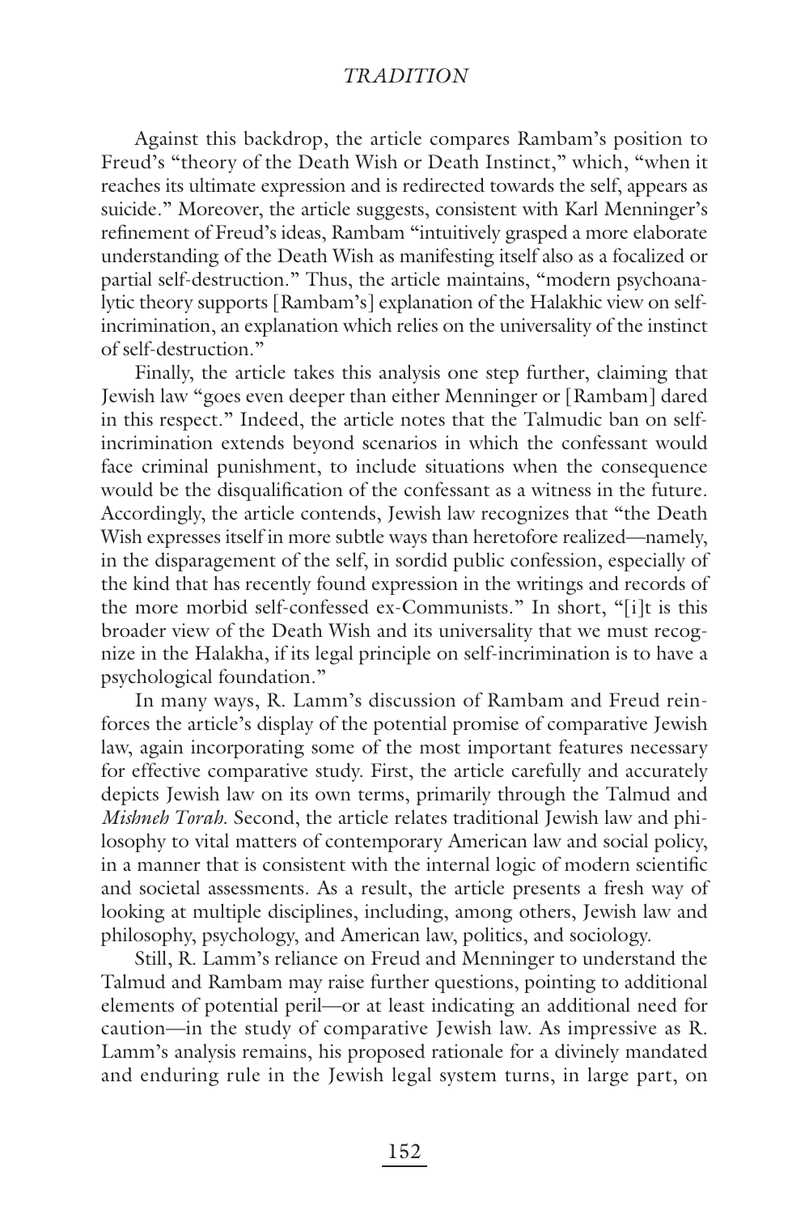Against this backdrop, the article compares Rambam's position to Freud's "theory of the Death Wish or Death Instinct," which, "when it reaches its ultimate expression and is redirected towards the self, appears as suicide." Moreover, the article suggests, consistent with Karl Menninger's refinement of Freud's ideas, Rambam "intuitively grasped a more elaborate understanding of the Death Wish as manifesting itself also as a focalized or partial self-destruction." Thus, the article maintains, "modern psychoanalytic theory supports [Rambam's] explanation of the Halakhic view on self-incrimination, an explanation which relies on the universality of the instinct of self-destruction."

Finally, the article takes this analysis one step further, claiming that Jewish law "goes even deeper than either Menninger or [Rambam] dared in this respect." Indeed, the article notes that the Talmudic ban on self-incrimination extends beyond scenarios in which the confessant would face criminal punishment, to include situations when the consequence would be the disqualification of the confessant as a witness in the future. Accordingly, the article contends, Jewish law recognizes that "the Death Wish expresses itself in more subtle ways than heretofore realized—namely, in the disparagement of the self, in sordid public confession, especially of the kind that has recently found expression in the writings and records of the more morbid self-confessed ex-Communists." In short, "[i]t is this broader view of the Death Wish and its universality that we must recognize in the Halakha, if its legal principle on self-incrimination is to have a psychological foundation."

In many ways, R. Lamm's discussion of Rambam and Freud reinforces the article's display of the potential promise of comparative Jewish law, again incorporating some of the most important features necessary for effective comparative study. First, the article carefully and accurately depicts Jewish law on its own terms, primarily through the Talmud and *Mishneh Torah*. Second, the article relates traditional Jewish law and philosophy to vital matters of contemporary American law and social policy, in a manner that is consistent with the internal logic of modern scientific and societal assessments. As a result, the article presents a fresh way of looking at multiple disciplines, including, among others, Jewish law and philosophy, psychology, and American law, politics, and sociology.

Still, R. Lamm's reliance on Freud and Menninger to understand the Talmud and Rambam may raise further questions, pointing to additional elements of potential peril—or at least indicating an additional need for caution—in the study of comparative Jewish law. As impressive as R. Lamm's analysis remains, his proposed rationale for a divinely mandated and enduring rule in the Jewish legal system turns, in large part, on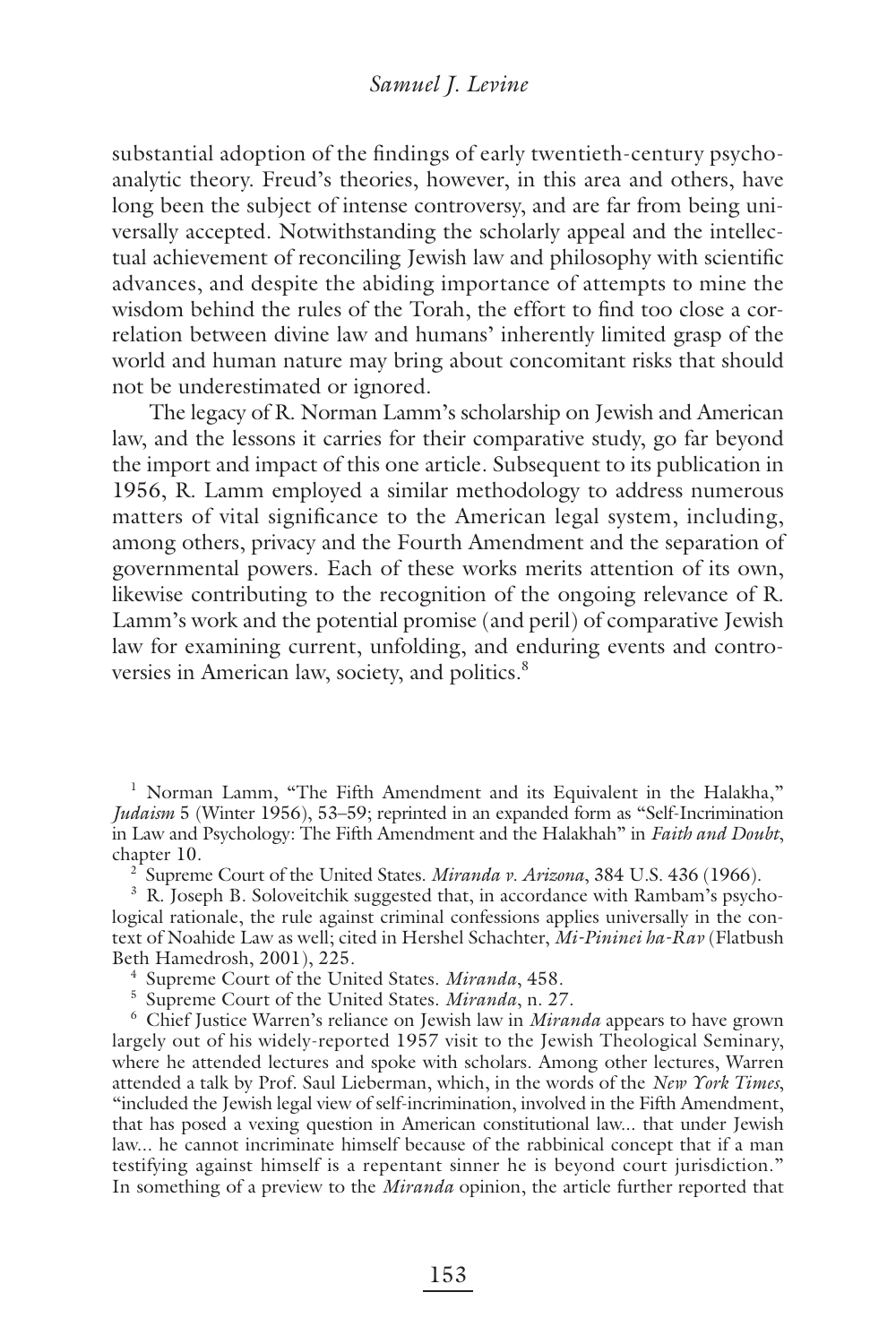substantial adoption of the findings of early twentieth-century psychoanalytic theory. Freud's theories, however, in this area and others, have long been the subject of intense controversy, and are far from being universally accepted. Notwithstanding the scholarly appeal and the intellectual achievement of reconciling Jewish law and philosophy with scientific advances, and despite the abiding importance of attempts to mine the wisdom behind the rules of the Torah, the effort to find too close a correlation between divine law and humans' inherently limited grasp of the world and human nature may bring about concomitant risks that should not be underestimated or ignored.

The legacy of R. Norman Lamm's scholarship on Jewish and American law, and the lessons it carries for their comparative study, go far beyond the import and impact of this one article. Subsequent to its publication in 1956, R. Lamm employed a similar methodology to address numerous matters of vital significance to the American legal system, including, among others, privacy and the Fourth Amendment and the separation of governmental powers. Each of these works merits attention of its own, likewise contributing to the recognition of the ongoing relevance of R. Lamm's work and the potential promise (and peril) of comparative Jewish law for examining current, unfolding, and enduring events and controversies in American law, society, and politics.[8]

---

[1] Norman Lamm, "The Fifth Amendment and its Equivalent in the Halakha," *Judaism* 5 (Winter 1956), 53–59; reprinted in an expanded form as "Self-Incrimination in Law and Psychology: The Fifth Amendment and the Halakhah" in *Faith and Doubt*, chapter 10.

[2] Supreme Court of the United States. *Miranda v. Arizona*, 384 U.S. 436 (1966).

[3] R. Joseph B. Soloveitchik suggested that, in accordance with Rambam's psychological rationale, the rule against criminal confessions applies universally in the context of Noahide Law as well; cited in Hershel Schachter, *Mi-Pininei ha-Rav* (Flatbush Beth Hamedrosh, 2001), 225.

[4] Supreme Court of the United States. *Miranda*, 458.

[5] Supreme Court of the United States. *Miranda*, n. 27.

[6] Chief Justice Warren's reliance on Jewish law in *Miranda* appears to have grown largely out of his widely-reported 1957 visit to the Jewish Theological Seminary, where he attended lectures and spoke with scholars. Among other lectures, Warren attended a talk by Prof. Saul Lieberman, which, in the words of the *New York Times*, "included the Jewish legal view of self-incrimination, involved in the Fifth Amendment, that has posed a vexing question in American constitutional law... that under Jewish law... he cannot incriminate himself because of the rabbinical concept that if a man testifying against himself is a repentant sinner he is beyond court jurisdiction." In something of a preview to the *Miranda* opinion, the article further reported that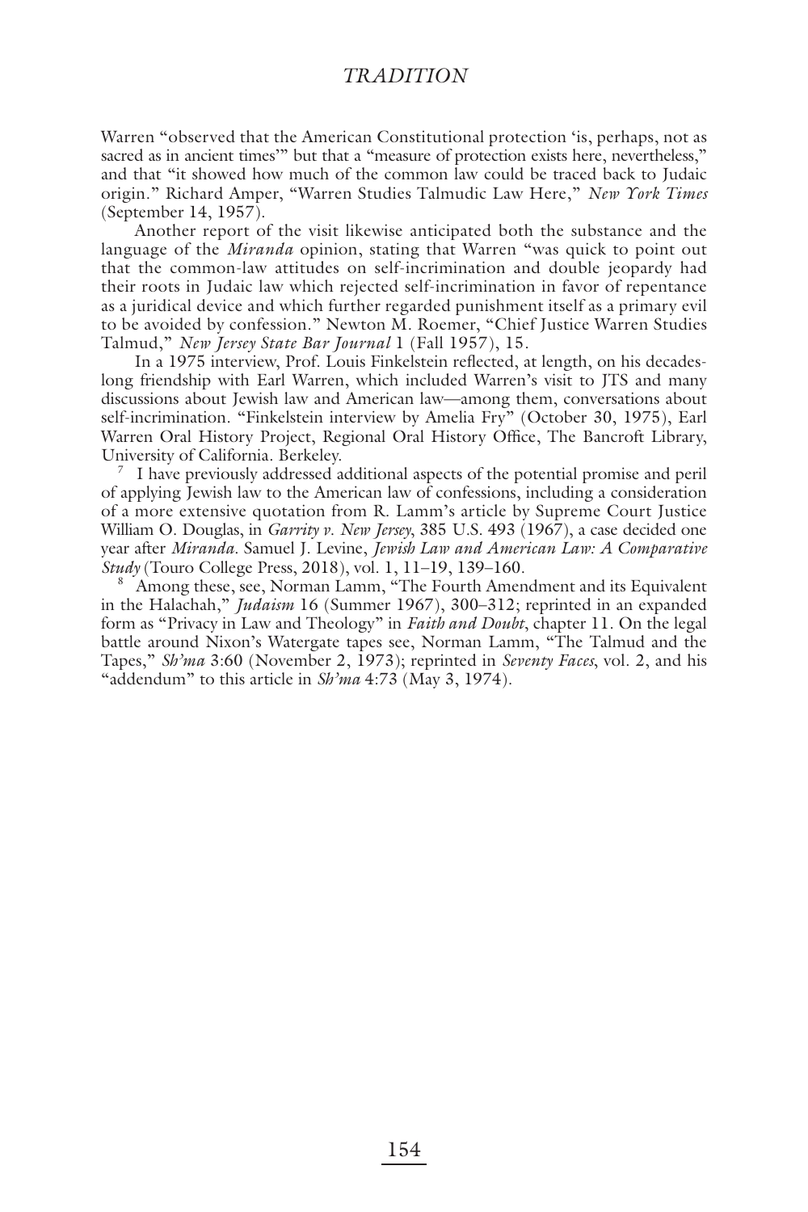Warren "observed that the American Constitutional protection 'is, perhaps, not as sacred as in ancient times'" but that a "measure of protection exists here, nevertheless," and that "it showed how much of the common law could be traced back to Judaic origin." Richard Amper, "Warren Studies Talmudic Law Here," *New York Times* (September 14, 1957).

Another report of the visit likewise anticipated both the substance and the language of the *Miranda* opinion, stating that Warren "was quick to point out that the common-law attitudes on self-incrimination and double jeopardy had their roots in Judaic law which rejected self-incrimination in favor of repentance as a juridical device and which further regarded punishment itself as a primary evil to be avoided by confession." Newton M. Roemer, "Chief Justice Warren Studies Talmud," *New Jersey State Bar Journal* 1 (Fall 1957), 15.

In a 1975 interview, Prof. Louis Finkelstein reflected, at length, on his decades-long friendship with Earl Warren, which included Warren's visit to JTS and many discussions about Jewish law and American law—among them, conversations about self-incrimination. "Finkelstein interview by Amelia Fry" (October 30, 1975), Earl Warren Oral History Project, Regional Oral History Office, The Bancroft Library, University of California. Berkeley.

[7] I have previously addressed additional aspects of the potential promise and peril of applying Jewish law to the American law of confessions, including a consideration of a more extensive quotation from R. Lamm's article by Supreme Court Justice William O. Douglas, in *Garrity v. New Jersey*, 385 U.S. 493 (1967), a case decided one year after *Miranda*. Samuel J. Levine, *Jewish Law and American Law: A Comparative Study* (Touro College Press, 2018), vol. 1, 11–19, 139–160.

[8] Among these, see, Norman Lamm, "The Fourth Amendment and its Equivalent in the Halachah," *Judaism* 16 (Summer 1967), 300–312; reprinted in an expanded form as "Privacy in Law and Theology" in *Faith and Doubt*, chapter 11. On the legal battle around Nixon's Watergate tapes see, Norman Lamm, "The Talmud and the Tapes," *Sh'ma* 3:60 (November 2, 1973); reprinted in *Seventy Faces*, vol. 2, and his "addendum" to this article in *Sh'ma* 4:73 (May 3, 1974).